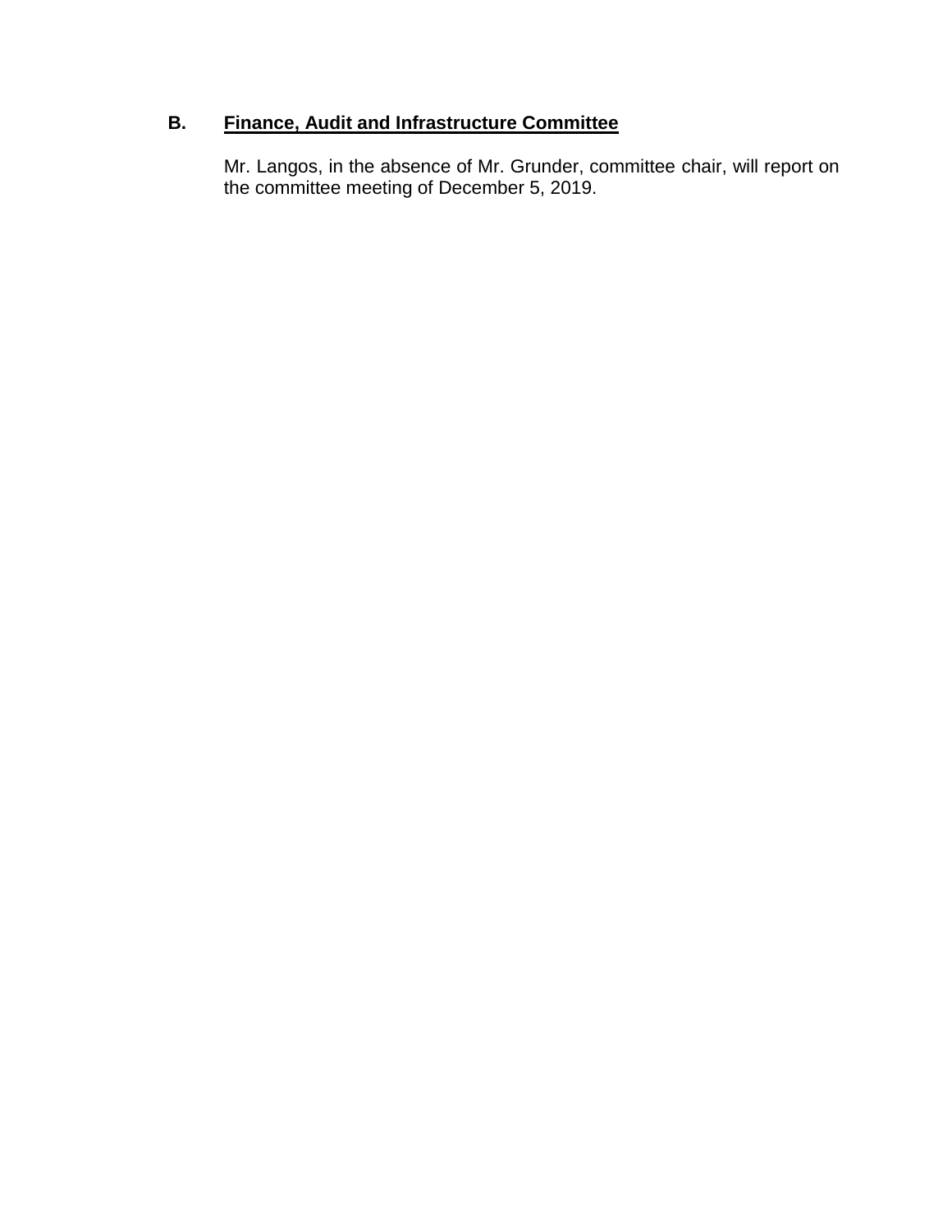## B. Finance, Audit and Infrastructure Committee

Mr. Langos, in the absence of Mr. Grunder, committee chair, will report on the committee meeting of December 5, 2019.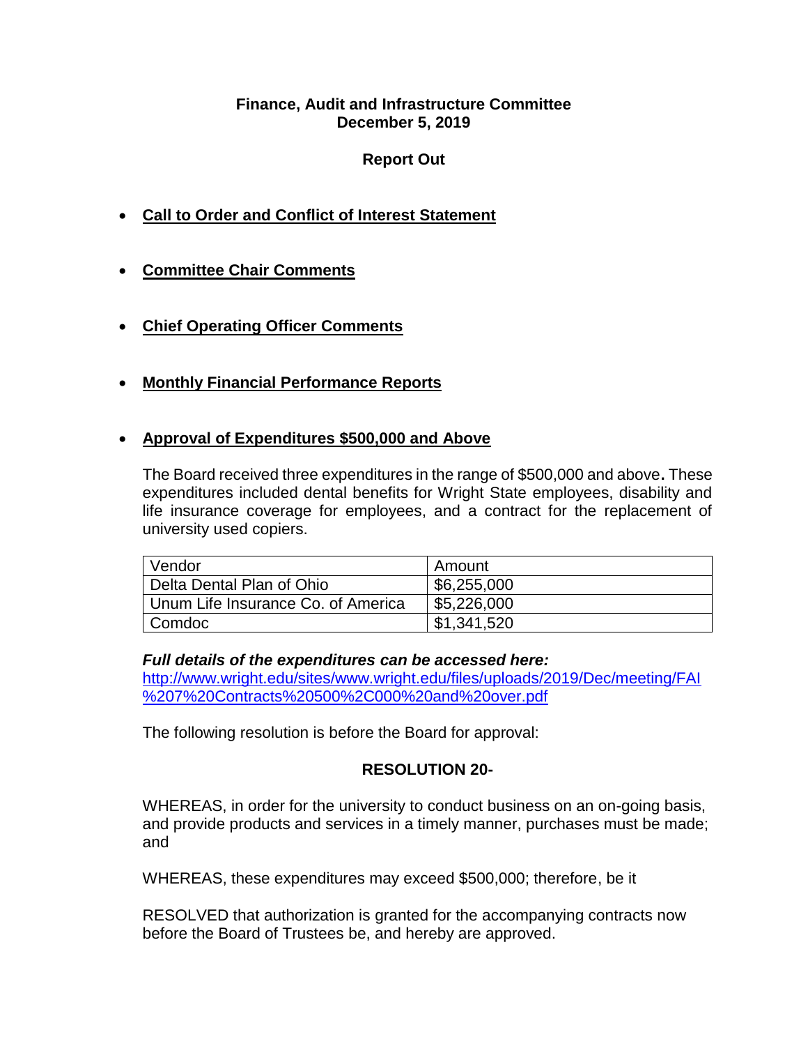**Finance, Audit and Infrastructure Committee**
**December 5, 2019**

**Report Out**

- <u>**Call to Order and Conflict of Interest Statement**</u>

- <u>**Committee Chair Comments**</u>

- <u>**Chief Operating Officer Comments**</u>

- <u>**Monthly Financial Performance Reports**</u>

- <u>**Approval of Expenditures $500,000 and Above**</u>

  The Board received three expenditures in the range of $500,000 and above**.** These expenditures included dental benefits for Wright State employees, disability and life insurance coverage for employees, and a contract for the replacement of university used copiers.

| Vendor | Amount |
|---|---|
| Delta Dental Plan of Ohio | $6,255,000 |
| Unum Life Insurance Co. of America | $5,226,000 |
| Comdoc | $1,341,520 |

***Full details of the expenditures can be accessed here:***
http://www.wright.edu/sites/www.wright.edu/files/uploads/2019/Dec/meeting/FAI%207%20Contracts%20500%2C000%20and%20over.pdf

The following resolution is before the Board for approval:

**RESOLUTION 20-**

WHEREAS, in order for the university to conduct business on an on-going basis, and provide products and services in a timely manner, purchases must be made; and

WHEREAS, these expenditures may exceed $500,000; therefore, be it

RESOLVED that authorization is granted for the accompanying contracts now before the Board of Trustees be, and hereby are approved.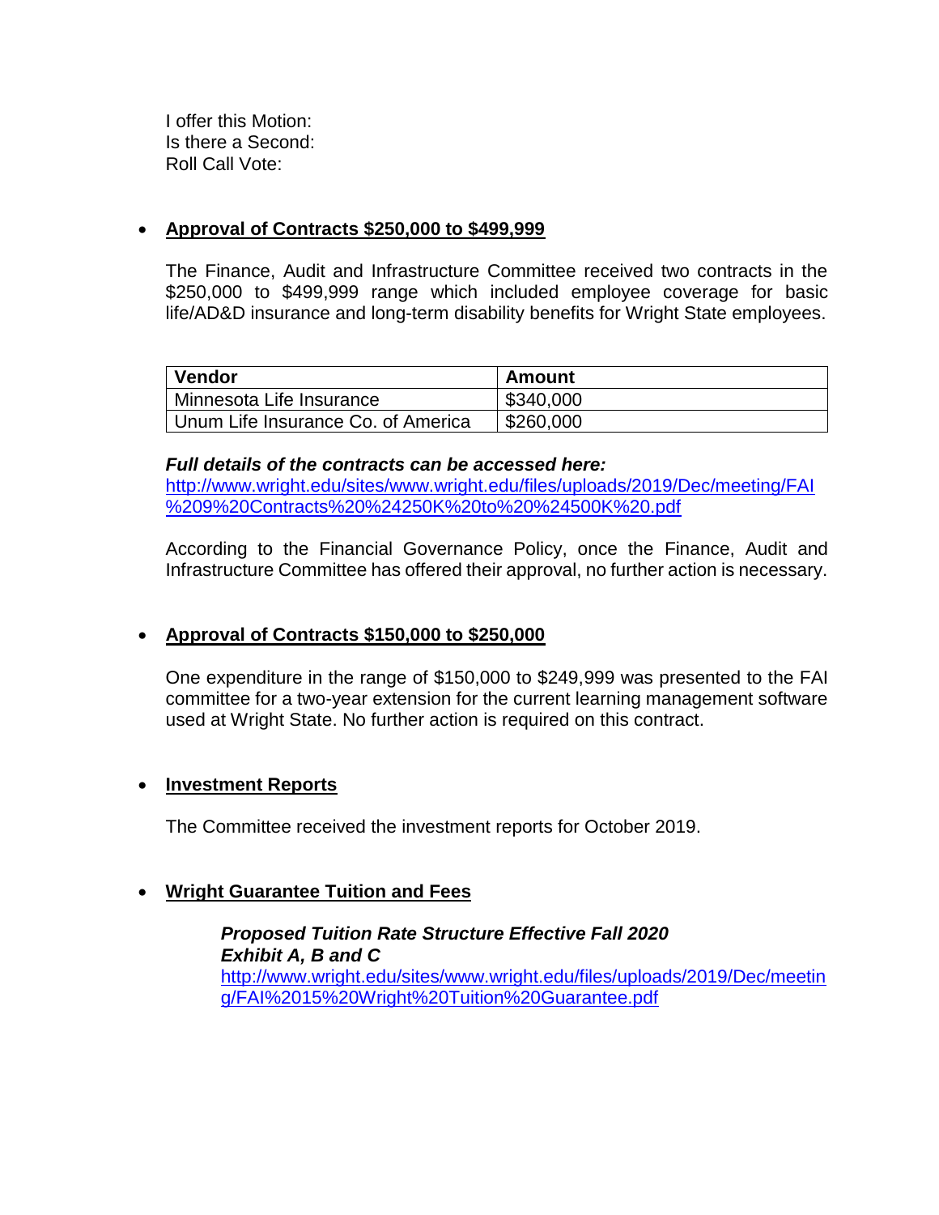I offer this Motion:
Is there a Second:
Roll Call Vote:

- **Approval of Contracts $250,000 to $499,999**

  The Finance, Audit and Infrastructure Committee received two contracts in the $250,000 to $499,999 range which included employee coverage for basic life/AD&D insurance and long-term disability benefits for Wright State employees.

| Vendor | Amount |
| --- | --- |
| Minnesota Life Insurance | $340,000 |
| Unum Life Insurance Co. of America | $260,000 |

  ***Full details of the contracts can be accessed here:***
  http://www.wright.edu/sites/www.wright.edu/files/uploads/2019/Dec/meeting/FAI%209%20Contracts%20%24250K%20to%20%24500K%20.pdf

  According to the Financial Governance Policy, once the Finance, Audit and Infrastructure Committee has offered their approval, no further action is necessary.

- **Approval of Contracts $150,000 to $250,000**

  One expenditure in the range of $150,000 to $249,999 was presented to the FAI committee for a two-year extension for the current learning management software used at Wright State. No further action is required on this contract.

- **Investment Reports**

  The Committee received the investment reports for October 2019.

- **Wright Guarantee Tuition and Fees**

  ***Proposed Tuition Rate Structure Effective Fall 2020***
  ***Exhibit A, B and C***
  http://www.wright.edu/sites/www.wright.edu/files/uploads/2019/Dec/meeting/FAI%2015%20Wright%20Tuition%20Guarantee.pdf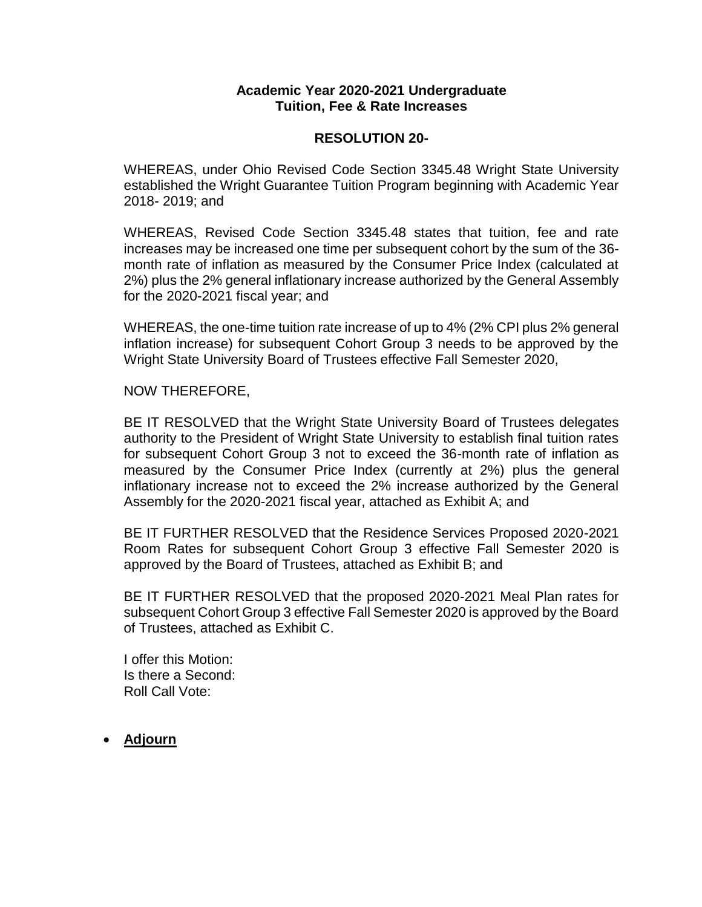**Academic Year 2020-2021 Undergraduate**
**Tuition, Fee & Rate Increases**

**RESOLUTION 20-**

WHEREAS, under Ohio Revised Code Section 3345.48 Wright State University established the Wright Guarantee Tuition Program beginning with Academic Year 2018- 2019; and

WHEREAS, Revised Code Section 3345.48 states that tuition, fee and rate increases may be increased one time per subsequent cohort by the sum of the 36-month rate of inflation as measured by the Consumer Price Index (calculated at 2%) plus the 2% general inflationary increase authorized by the General Assembly for the 2020-2021 fiscal year; and

WHEREAS, the one-time tuition rate increase of up to 4% (2% CPI plus 2% general inflation increase) for subsequent Cohort Group 3 needs to be approved by the Wright State University Board of Trustees effective Fall Semester 2020,

NOW THEREFORE,

BE IT RESOLVED that the Wright State University Board of Trustees delegates authority to the President of Wright State University to establish final tuition rates for subsequent Cohort Group 3 not to exceed the 36-month rate of inflation as measured by the Consumer Price Index (currently at 2%) plus the general inflationary increase not to exceed the 2% increase authorized by the General Assembly for the 2020-2021 fiscal year, attached as Exhibit A; and

BE IT FURTHER RESOLVED that the Residence Services Proposed 2020-2021 Room Rates for subsequent Cohort Group 3 effective Fall Semester 2020 is approved by the Board of Trustees, attached as Exhibit B; and

BE IT FURTHER RESOLVED that the proposed 2020-2021 Meal Plan rates for subsequent Cohort Group 3 effective Fall Semester 2020 is approved by the Board of Trustees, attached as Exhibit C.

I offer this Motion:
Is there a Second:
Roll Call Vote:

- **Adjourn**